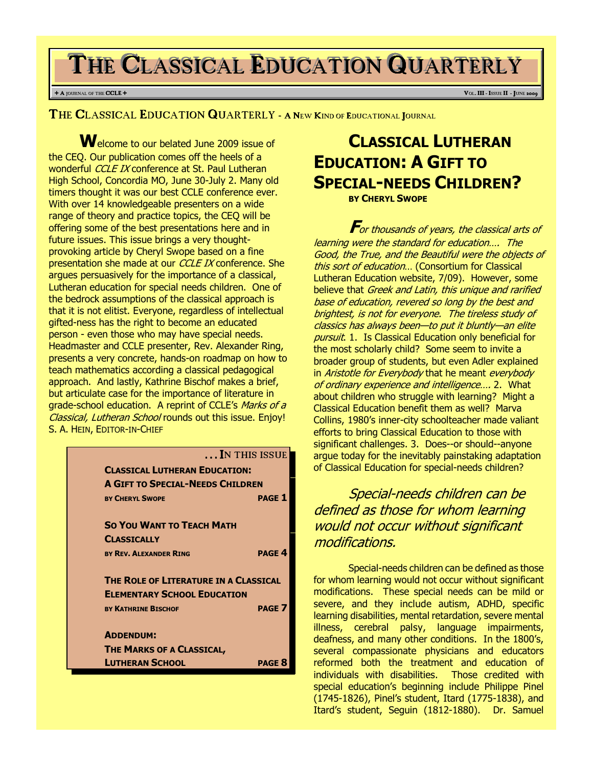# THE CLASSICAL EDUCATION QUARTERLY

+ A JOURNAL OF THE CCLE +

VOL. III - ISSUE II - JUNE 2009

THE CLASSICAL EDUCATION QUARTERLY - A NEW KIND OF EDUCATIONAL JOURNAL

**W**elcome to our belated June 2009 issue of the CEQ. Our publication comes off the heels of a wonderful *CCLE IX* conference at St. Paul Lutheran High School, Concordia MO, June 30-July 2. Many old timers thought it was our best CCLE conference ever. With over 14 knowledgeable presenters on a wide range of theory and practice topics, the CEQ will be offering some of the best presentations here and in future issues. This issue brings a very thought-provoking article by Cheryl Swope based on a fine presentation she made at our *CCLE IX* conference. She argues persuasively for the importance of a classical, Lutheran education for special needs children. One of the bedrock assumptions of the classical approach is that it is not elitist. Everyone, regardless of intellectual gifted-ness has the right to become an educated person - even those who may have special needs. Headmaster and CCLE presenter, Rev. Alexander Ring, presents a very concrete, hands-on roadmap on how to teach mathematics according a classical pedagogical approach. And lastly, Kathrine Bischof makes a brief, but articulate case for the importance of literature in grade-school education. A reprint of CCLE's *Marks of a Classical, Lutheran School* rounds out this issue. Enjoy!
S. A. HEIN, EDITOR-IN-CHIEF

**. . . IN THIS ISSUE**

| | |
|---|---|
| **CLASSICAL LUTHERAN EDUCATION: A GIFT TO SPECIAL-NEEDS CHILDREN** BY CHERYL SWOPE | PAGE 1 |
| **SO YOU WANT TO TEACH MATH CLASSICALLY** BY REV. ALEXANDER RING | PAGE 4 |
| **THE ROLE OF LITERATURE IN A CLASSICAL ELEMENTARY SCHOOL EDUCATION** BY KATHRINE BISCHOF | PAGE 7 |
| **ADDENDUM: THE MARKS OF A CLASSICAL, LUTHERAN SCHOOL** | PAGE 8 |

## CLASSICAL LUTHERAN EDUCATION: A GIFT TO SPECIAL-NEEDS CHILDREN?

**BY CHERYL SWOPE**

***F****or thousands of years, the classical arts of learning were the standard for education…. The Good, the True, and the Beautiful were the objects of this sort of education*… (Consortium for Classical Lutheran Education website, 7/09). However, some believe that *Greek and Latin, this unique and rarified base of education, revered so long by the best and brightest, is not for everyone. The tireless study of classics has always been—to put it bluntly—an elite pursuit*. 1. Is Classical Education only beneficial for the most scholarly child? Some seem to invite a broader group of students, but even Adler explained in *Aristotle for Everybody* that he meant *everybody of ordinary experience and intelligence….* 2. What about children who struggle with learning? Might a Classical Education benefit them as well? Marva Collins, 1980's inner-city schoolteacher made valiant efforts to bring Classical Education to those with significant challenges. 3. Does--or should--anyone argue today for the inevitably painstaking adaptation of Classical Education for special-needs children?

*Special-needs children can be defined as those for whom learning would not occur without significant modifications.*

Special-needs children can be defined as those for whom learning would not occur without significant modifications. These special needs can be mild or severe, and they include autism, ADHD, specific learning disabilities, mental retardation, severe mental illness, cerebral palsy, language impairments, deafness, and many other conditions. In the 1800's, several compassionate physicians and educators reformed both the treatment and education of individuals with disabilities. Those credited with special education's beginning include Philippe Pinel (1745-1826), Pinel's student, Itard (1775-1838), and Itard's student, Seguin (1812-1880). Dr. Samuel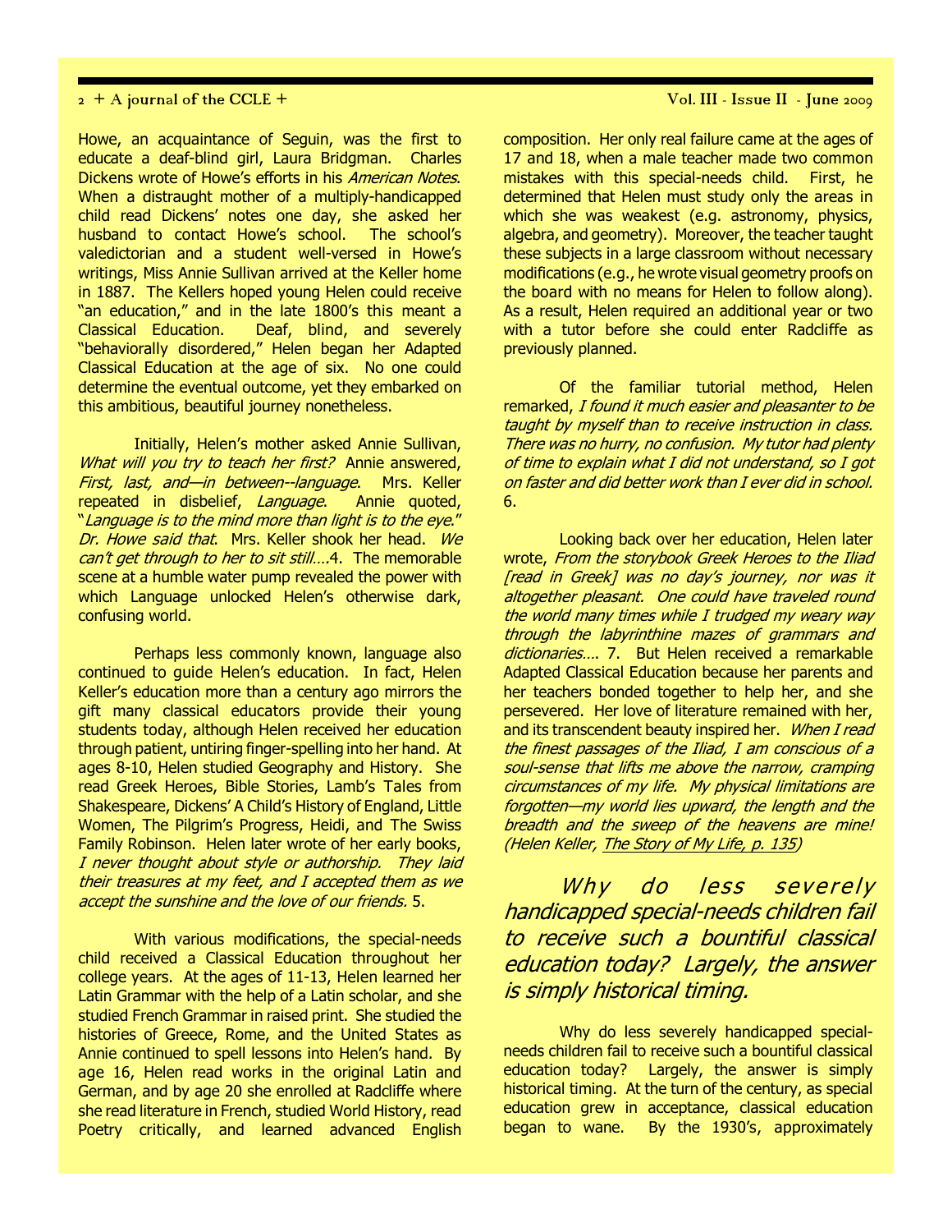Howe, an acquaintance of Seguin, was the first to educate a deaf-blind girl, Laura Bridgman. Charles Dickens wrote of Howe's efforts in his *American Notes*. When a distraught mother of a multiply-handicapped child read Dickens' notes one day, she asked her husband to contact Howe's school. The school's valedictorian and a student well-versed in Howe's writings, Miss Annie Sullivan arrived at the Keller home in 1887. The Kellers hoped young Helen could receive "an education," and in the late 1800's this meant a Classical Education. Deaf, blind, and severely "behaviorally disordered," Helen began her Adapted Classical Education at the age of six. No one could determine the eventual outcome, yet they embarked on this ambitious, beautiful journey nonetheless.

Initially, Helen's mother asked Annie Sullivan, *What will you try to teach her first?* Annie answered, *First, last, and—in between--language*. Mrs. Keller repeated in disbelief, *Language*. Annie quoted, "*Language is to the mind more than light is to the eye*." *Dr. Howe said that*. Mrs. Keller shook her head. *We can't get through to her to sit still….*4. The memorable scene at a humble water pump revealed the power with which Language unlocked Helen's otherwise dark, confusing world.

Perhaps less commonly known, language also continued to guide Helen's education. In fact, Helen Keller's education more than a century ago mirrors the gift many classical educators provide their young students today, although Helen received her education through patient, untiring finger-spelling into her hand. At ages 8-10, Helen studied Geography and History. She read Greek Heroes, Bible Stories, Lamb's Tales from Shakespeare, Dickens' A Child's History of England, Little Women, The Pilgrim's Progress, Heidi, and The Swiss Family Robinson. Helen later wrote of her early books, *I never thought about style or authorship. They laid their treasures at my feet, and I accepted them as we accept the sunshine and the love of our friends.* 5.

With various modifications, the special-needs child received a Classical Education throughout her college years. At the ages of 11-13, Helen learned her Latin Grammar with the help of a Latin scholar, and she studied French Grammar in raised print. She studied the histories of Greece, Rome, and the United States as Annie continued to spell lessons into Helen's hand. By age 16, Helen read works in the original Latin and German, and by age 20 she enrolled at Radcliffe where she read literature in French, studied World History, read Poetry critically, and learned advanced English composition. Her only real failure came at the ages of 17 and 18, when a male teacher made two common mistakes with this special-needs child. First, he determined that Helen must study only the areas in which she was weakest (e.g. astronomy, physics, algebra, and geometry). Moreover, the teacher taught these subjects in a large classroom without necessary modifications (e.g., he wrote visual geometry proofs on the board with no means for Helen to follow along). As a result, Helen required an additional year or two with a tutor before she could enter Radcliffe as previously planned.

Of the familiar tutorial method, Helen remarked, *I found it much easier and pleasanter to be taught by myself than to receive instruction in class. There was no hurry, no confusion. My tutor had plenty of time to explain what I did not understand, so I got on faster and did better work than I ever did in school.* 6.

Looking back over her education, Helen later wrote, *From the storybook Greek Heroes to the Iliad [read in Greek] was no day's journey, nor was it altogether pleasant. One could have traveled round the world many times while I trudged my weary way through the labyrinthine mazes of grammars and dictionaries….* 7. But Helen received a remarkable Adapted Classical Education because her parents and her teachers bonded together to help her, and she persevered. Her love of literature remained with her, and its transcendent beauty inspired her. *When I read the finest passages of the Iliad, I am conscious of a soul-sense that lifts me above the narrow, cramping circumstances of my life. My physical limitations are forgotten—my world lies upward, the length and the breadth and the sweep of the heavens are mine! (Helen Keller, The Story of My Life, p. 135)*

> *Why do less severely handicapped special-needs children fail to receive such a bountiful classical education today? Largely, the answer is simply historical timing.*

Why do less severely handicapped special-needs children fail to receive such a bountiful classical education today? Largely, the answer is simply historical timing. At the turn of the century, as special education grew in acceptance, classical education began to wane. By the 1930's, approximately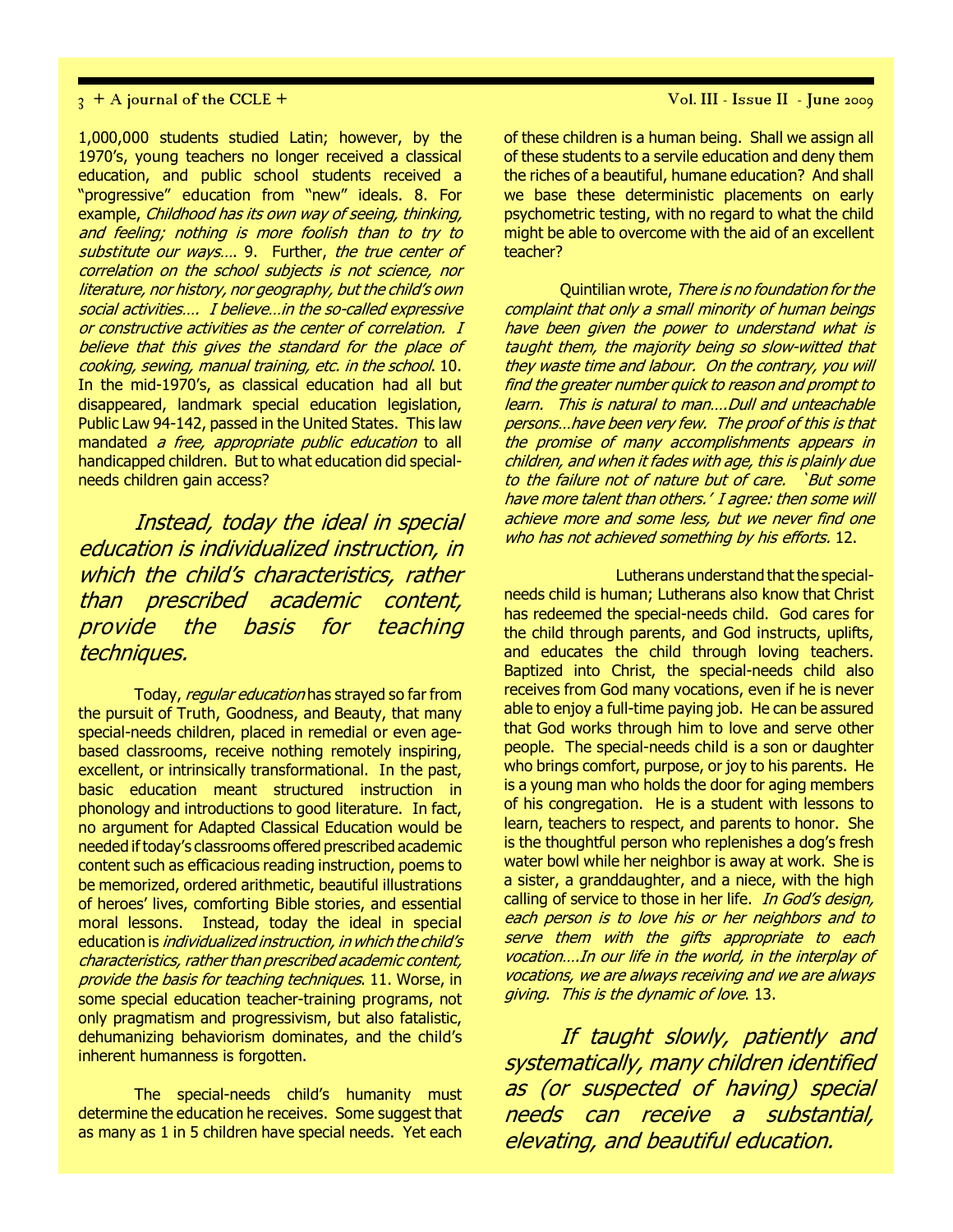1,000,000 students studied Latin; however, by the 1970's, young teachers no longer received a classical education, and public school students received a "progressive" education from "new" ideals. 8. For example, *Childhood has its own way of seeing, thinking, and feeling; nothing is more foolish than to try to substitute our ways….* 9. Further, *the true center of correlation on the school subjects is not science, nor literature, nor history, nor geography, but the child's own social activities…. I believe…in the so-called expressive or constructive activities as the center of correlation. I believe that this gives the standard for the place of cooking, sewing, manual training, etc. in the school*. 10. In the mid-1970's, as classical education had all but disappeared, landmark special education legislation, Public Law 94-142, passed in the United States. This law mandated *a free, appropriate public education* to all handicapped children. But to what education did special-needs children gain access?

> *Instead, today the ideal in special education is individualized instruction, in which the child's characteristics, rather than prescribed academic content, provide the basis for teaching techniques.*

Today, *regular education* has strayed so far from the pursuit of Truth, Goodness, and Beauty, that many special-needs children, placed in remedial or even age-based classrooms, receive nothing remotely inspiring, excellent, or intrinsically transformational. In the past, basic education meant structured instruction in phonology and introductions to good literature. In fact, no argument for Adapted Classical Education would be needed if today's classrooms offered prescribed academic content such as efficacious reading instruction, poems to be memorized, ordered arithmetic, beautiful illustrations of heroes' lives, comforting Bible stories, and essential moral lessons. Instead, today the ideal in special education is *individualized instruction, in which the child's characteristics, rather than prescribed academic content, provide the basis for teaching techniques*. 11. Worse, in some special education teacher-training programs, not only pragmatism and progressivism, but also fatalistic, dehumanizing behaviorism dominates, and the child's inherent humanness is forgotten.

The special-needs child's humanity must determine the education he receives. Some suggest that as many as 1 in 5 children have special needs. Yet each of these children is a human being. Shall we assign all of these students to a servile education and deny them the riches of a beautiful, humane education? And shall we base these deterministic placements on early psychometric testing, with no regard to what the child might be able to overcome with the aid of an excellent teacher?

Quintilian wrote, *There is no foundation for the complaint that only a small minority of human beings have been given the power to understand what is taught them, the majority being so slow-witted that they waste time and labour. On the contrary, you will find the greater number quick to reason and prompt to learn. This is natural to man….Dull and unteachable persons…have been very few. The proof of this is that the promise of many accomplishments appears in children, and when it fades with age, this is plainly due to the failure not of nature but of care. `But some have more talent than others.' I agree: then some will achieve more and some less, but we never find one who has not achieved something by his efforts.* 12.

Lutherans understand that the special-needs child is human; Lutherans also know that Christ has redeemed the special-needs child. God cares for the child through parents, and God instructs, uplifts, and educates the child through loving teachers. Baptized into Christ, the special-needs child also receives from God many vocations, even if he is never able to enjoy a full-time paying job. He can be assured that God works through him to love and serve other people. The special-needs child is a son or daughter who brings comfort, purpose, or joy to his parents. He is a young man who holds the door for aging members of his congregation. He is a student with lessons to learn, teachers to respect, and parents to honor. She is the thoughtful person who replenishes a dog's fresh water bowl while her neighbor is away at work. She is a sister, a granddaughter, and a niece, with the high calling of service to those in her life. *In God's design, each person is to love his or her neighbors and to serve them with the gifts appropriate to each vocation….In our life in the world, in the interplay of vocations, we are always receiving and we are always giving. This is the dynamic of love*. 13.

> *If taught slowly, patiently and systematically, many children identified as (or suspected of having) special needs can receive a substantial, elevating, and beautiful education.*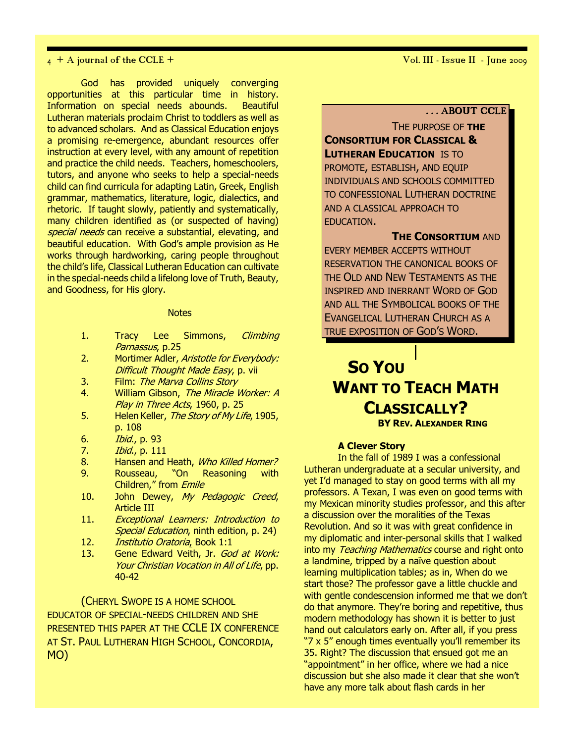God has provided uniquely converging opportunities at this particular time in history. Information on special needs abounds. Beautiful Lutheran materials proclaim Christ to toddlers as well as to advanced scholars. And as Classical Education enjoys a promising re-emergence, abundant resources offer instruction at every level, with any amount of repetition and practice the child needs. Teachers, homeschoolers, tutors, and anyone who seeks to help a special-needs child can find curricula for adapting Latin, Greek, English grammar, mathematics, literature, logic, dialectics, and rhetoric. If taught slowly, patiently and systematically, many children identified as (or suspected of having) *special needs* can receive a substantial, elevating, and beautiful education. With God's ample provision as He works through hardworking, caring people throughout the child's life, Classical Lutheran Education can cultivate in the special-needs child a lifelong love of Truth, Beauty, and Goodness, for His glory.

### Notes

1. Tracy Lee Simmons, *Climbing Parnassus*, p.25
2. Mortimer Adler, *Aristotle for Everybody: Difficult Thought Made Easy*, p. vii
3. Film: *The Marva Collins Story*
4. William Gibson, *The Miracle Worker: A Play in Three Acts*, 1960, p. 25
5. Helen Keller, *The Story of My Life*, 1905, p. 108
6. *Ibid.*, p. 93
7. *Ibid.*, p. 111
8. Hansen and Heath, *Who Killed Homer?*
9. Rousseau, "On Reasoning with Children," from *Emile*
10. John Dewey, *My Pedagogic Creed*, Article III
11. *Exceptional Learners: Introduction to Special Education*, ninth edition, p. 24)
12. *Institutio Oratoria*, Book 1:1
13. Gene Edward Veith, Jr. *God at Work: Your Christian Vocation in All of Life*, pp. 40-42

(Cheryl Swope is a home school educator of special-needs children and she presented this paper at the CCLE IX conference at St. Paul Lutheran High School, Concordia, MO)

**. . . About CCLE**

The purpose of **the Consortium for Classical & Lutheran Education** is to promote, establish, and equip individuals and schools committed to confessional Lutheran doctrine and a classical approach to education.

**The Consortium** and every member accepts without reservation the canonical books of the Old and New Testaments as the inspired and inerrant Word of God and all the Symbolical books of the Evangelical Lutheran Church as a true exposition of God's Word.

# So You Want to Teach Math Classically?

**By Rev. Alexander Ring**

### A Clever Story

In the fall of 1989 I was a confessional Lutheran undergraduate at a secular university, and yet I'd managed to stay on good terms with all my professors. A Texan, I was even on good terms with my Mexican minority studies professor, and this after a discussion over the moralities of the Texas Revolution. And so it was with great confidence in my diplomatic and inter-personal skills that I walked into my *Teaching Mathematics* course and right onto a landmine, tripped by a naïve question about learning multiplication tables; as in, When do we start those? The professor gave a little chuckle and with gentle condescension informed me that we don't do that anymore. They're boring and repetitive, thus modern methodology has shown it is better to just hand out calculators early on. After all, if you press "7 x 5" enough times eventually you'll remember its 35. Right? The discussion that ensued got me an "appointment" in her office, where we had a nice discussion but she also made it clear that she won't have any more talk about flash cards in her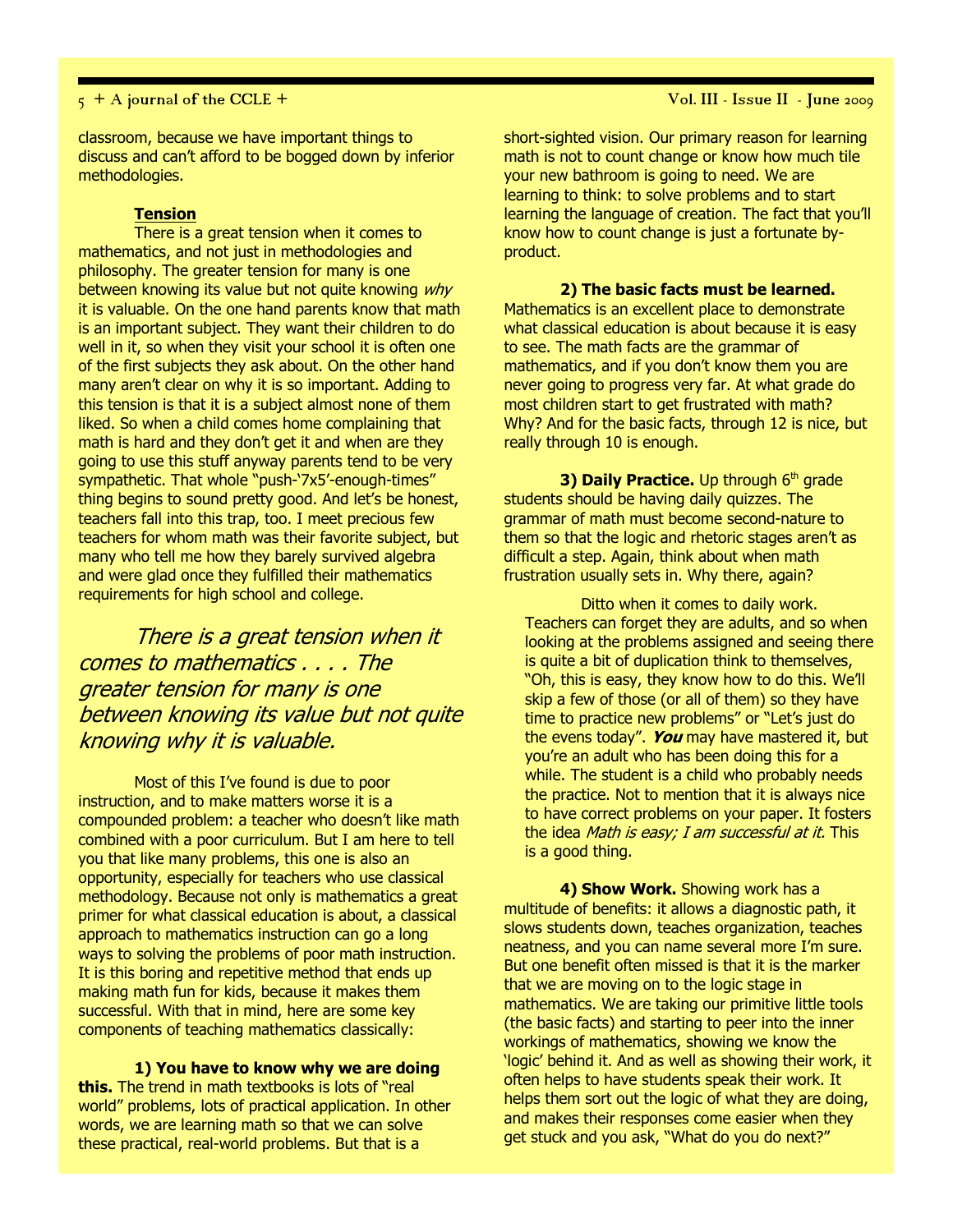classroom, because we have important things to discuss and can't afford to be bogged down by inferior methodologies.

### Tension

There is a great tension when it comes to mathematics, and not just in methodologies and philosophy. The greater tension for many is one between knowing its value but not quite knowing *why* it is valuable. On the one hand parents know that math is an important subject. They want their children to do well in it, so when they visit your school it is often one of the first subjects they ask about. On the other hand many aren't clear on why it is so important. Adding to this tension is that it is a subject almost none of them liked. So when a child comes home complaining that math is hard and they don't get it and when are they going to use this stuff anyway parents tend to be very sympathetic. That whole "push-'7x5'-enough-times" thing begins to sound pretty good. And let's be honest, teachers fall into this trap, too. I meet precious few teachers for whom math was their favorite subject, but many who tell me how they barely survived algebra and were glad once they fulfilled their mathematics requirements for high school and college.

> *There is a great tension when it comes to mathematics . . . . The greater tension for many is one between knowing its value but not quite knowing why it is valuable.*

Most of this I've found is due to poor instruction, and to make matters worse it is a compounded problem: a teacher who doesn't like math combined with a poor curriculum. But I am here to tell you that like many problems, this one is also an opportunity, especially for teachers who use classical methodology. Because not only is mathematics a great primer for what classical education is about, a classical approach to mathematics instruction can go a long ways to solving the problems of poor math instruction. It is this boring and repetitive method that ends up making math fun for kids, because it makes them successful. With that in mind, here are some key components of teaching mathematics classically:

**1) You have to know why we are doing this.** The trend in math textbooks is lots of "real world" problems, lots of practical application. In other words, we are learning math so that we can solve these practical, real-world problems. But that is a short-sighted vision. Our primary reason for learning math is not to count change or know how much tile your new bathroom is going to need. We are learning to think: to solve problems and to start learning the language of creation. The fact that you'll know how to count change is just a fortunate by-product.

**2) The basic facts must be learned.** Mathematics is an excellent place to demonstrate what classical education is about because it is easy to see. The math facts are the grammar of mathematics, and if you don't know them you are never going to progress very far. At what grade do most children start to get frustrated with math? Why? And for the basic facts, through 12 is nice, but really through 10 is enough.

**3) Daily Practice.** Up through 6th grade students should be having daily quizzes. The grammar of math must become second-nature to them so that the logic and rhetoric stages aren't as difficult a step. Again, think about when math frustration usually sets in. Why there, again?

Ditto when it comes to daily work. Teachers can forget they are adults, and so when looking at the problems assigned and seeing there is quite a bit of duplication think to themselves, "Oh, this is easy, they know how to do this. We'll skip a few of those (or all of them) so they have time to practice new problems" or "Let's just do the evens today". ***You*** may have mastered it, but you're an adult who has been doing this for a while. The student is a child who probably needs the practice. Not to mention that it is always nice to have correct problems on your paper. It fosters the idea *Math is easy; I am successful at it.* This is a good thing.

**4) Show Work.** Showing work has a multitude of benefits: it allows a diagnostic path, it slows students down, teaches organization, teaches neatness, and you can name several more I'm sure. But one benefit often missed is that it is the marker that we are moving on to the logic stage in mathematics. We are taking our primitive little tools (the basic facts) and starting to peer into the inner workings of mathematics, showing we know the 'logic' behind it. And as well as showing their work, it often helps to have students speak their work. It helps them sort out the logic of what they are doing, and makes their responses come easier when they get stuck and you ask, "What do you do next?"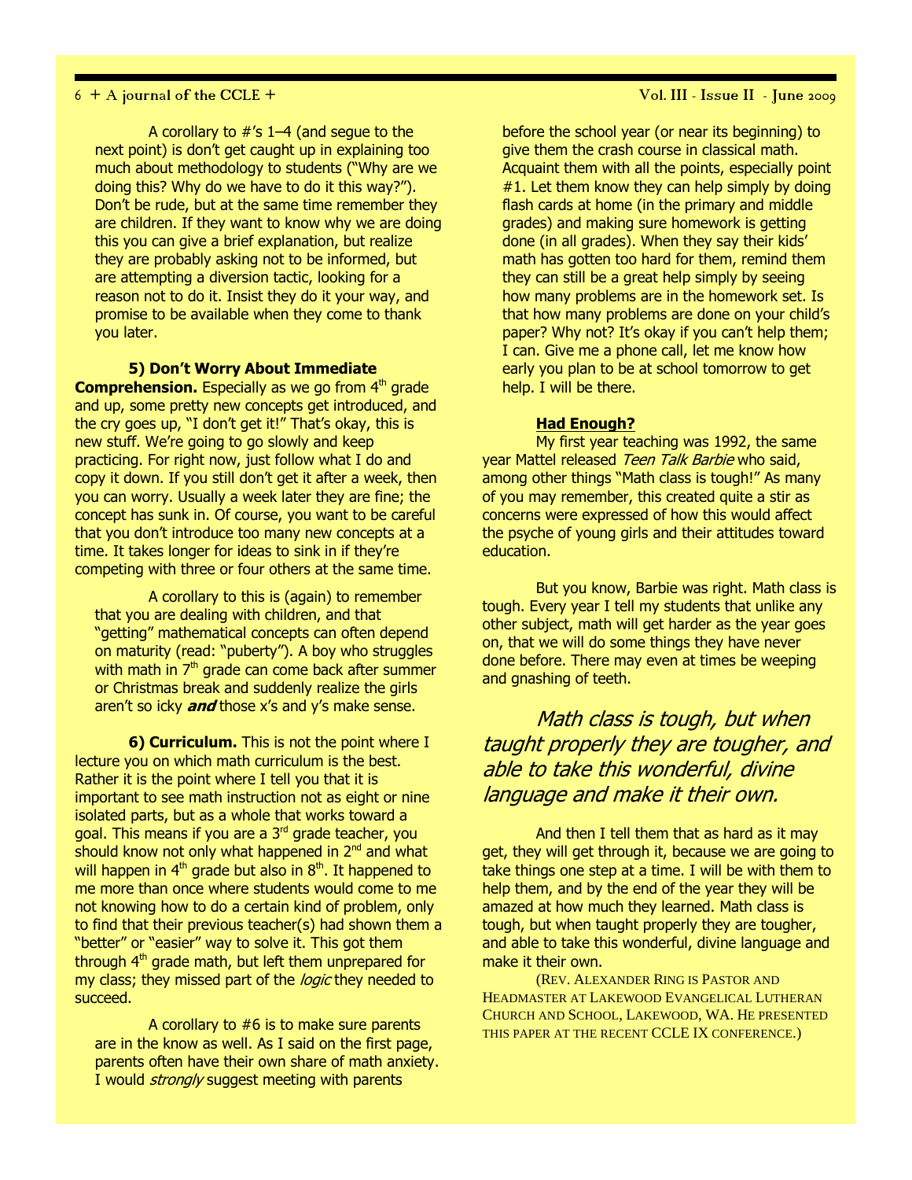A corollary to #'s 1–4 (and segue to the next point) is don't get caught up in explaining too much about methodology to students ("Why are we doing this? Why do we have to do it this way?"). Don't be rude, but at the same time remember they are children. If they want to know why we are doing this you can give a brief explanation, but realize they are probably asking not to be informed, but are attempting a diversion tactic, looking for a reason not to do it. Insist they do it your way, and promise to be available when they come to thank you later.

**5) Don't Worry About Immediate Comprehension.** Especially as we go from 4th grade and up, some pretty new concepts get introduced, and the cry goes up, "I don't get it!" That's okay, this is new stuff. We're going to go slowly and keep practicing. For right now, just follow what I do and copy it down. If you still don't get it after a week, then you can worry. Usually a week later they are fine; the concept has sunk in. Of course, you want to be careful that you don't introduce too many new concepts at a time. It takes longer for ideas to sink in if they're competing with three or four others at the same time.

A corollary to this is (again) to remember that you are dealing with children, and that "getting" mathematical concepts can often depend on maturity (read: "puberty"). A boy who struggles with math in 7th grade can come back after summer or Christmas break and suddenly realize the girls aren't so icky ***and*** those x's and y's make sense.

**6) Curriculum.** This is not the point where I lecture you on which math curriculum is the best. Rather it is the point where I tell you that it is important to see math instruction not as eight or nine isolated parts, but as a whole that works toward a goal. This means if you are a 3rd grade teacher, you should know not only what happened in 2nd and what will happen in 4th grade but also in 8th. It happened to me more than once where students would come to me not knowing how to do a certain kind of problem, only to find that their previous teacher(s) had shown them a "better" or "easier" way to solve it. This got them through 4th grade math, but left them unprepared for my class; they missed part of the *logic* they needed to succeed.

A corollary to #6 is to make sure parents are in the know as well. As I said on the first page, parents often have their own share of math anxiety. I would *strongly* suggest meeting with parents before the school year (or near its beginning) to give them the crash course in classical math. Acquaint them with all the points, especially point #1. Let them know they can help simply by doing flash cards at home (in the primary and middle grades) and making sure homework is getting done (in all grades). When they say their kids' math has gotten too hard for them, remind them they can still be a great help simply by seeing how many problems are in the homework set. Is that how many problems are done on your child's paper? Why not? It's okay if you can't help them; I can. Give me a phone call, let me know how early you plan to be at school tomorrow to get help. I will be there.

**Had Enough?**

My first year teaching was 1992, the same year Mattel released *Teen Talk Barbie* who said, among other things "Math class is tough!" As many of you may remember, this created quite a stir as concerns were expressed of how this would affect the psyche of young girls and their attitudes toward education.

But you know, Barbie was right. Math class is tough. Every year I tell my students that unlike any other subject, math will get harder as the year goes on, that we will do some things they have never done before. There may even at times be weeping and gnashing of teeth.

> *Math class is tough, but when taught properly they are tougher, and able to take this wonderful, divine language and make it their own.*

And then I tell them that as hard as it may get, they will get through it, because we are going to take things one step at a time. I will be with them to help them, and by the end of the year they will be amazed at how much they learned. Math class is tough, but when taught properly they are tougher, and able to take this wonderful, divine language and make it their own.

(Rev. Alexander Ring is Pastor and Headmaster at Lakewood Evangelical Lutheran Church and School, Lakewood, WA. He presented this paper at the recent CCLE IX conference.)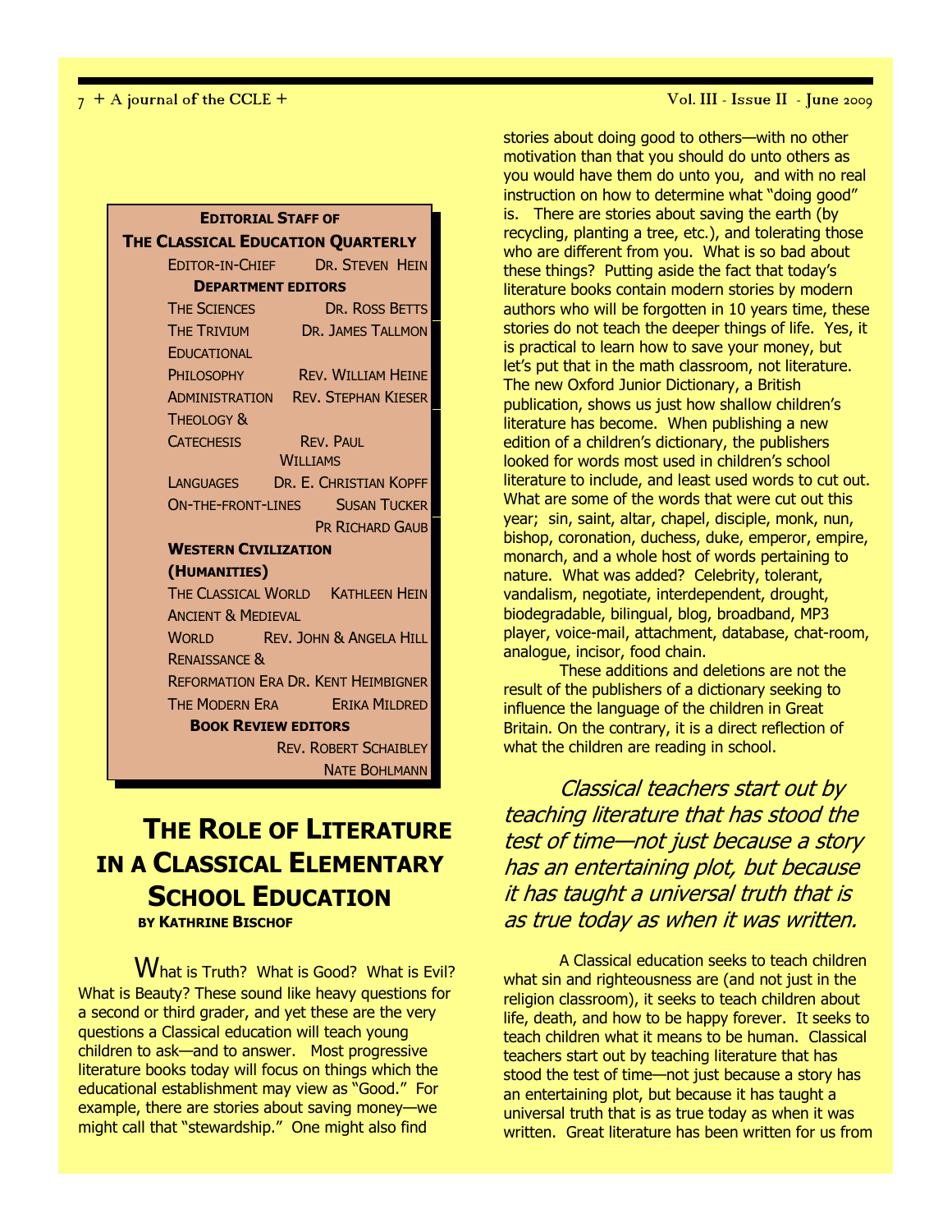**EDITORIAL STAFF OF THE CLASSICAL EDUCATION QUARTERLY**

| | |
|---|---|
| EDITOR-IN-CHIEF | DR. STEVEN HEIN |
| **DEPARTMENT EDITORS** | |
| THE SCIENCES | DR. ROSS BETTS |
| THE TRIVIUM | DR. JAMES TALLMON |
| EDUCATIONAL PHILOSOPHY | REV. WILLIAM HEINE |
| ADMINISTRATION | REV. STEPHAN KIESER |
| THEOLOGY & CATECHESIS | REV. PAUL WILLIAMS |
| LANGUAGES | DR. E. CHRISTIAN KOPFF |
| ON-THE-FRONT-LINES | SUSAN TUCKER, PR RICHARD GAUB |
| **WESTERN CIVILIZATION (HUMANITIES)** | |
| THE CLASSICAL WORLD | KATHLEEN HEIN |
| ANCIENT & MEDIEVAL WORLD | REV. JOHN & ANGELA HILL |
| RENAISSANCE & REFORMATION ERA | DR. KENT HEIMBIGNER |
| THE MODERN ERA | ERIKA MILDRED |
| **BOOK REVIEW EDITORS** | REV. ROBERT SCHAIBLEY, NATE BOHLMANN |

# THE ROLE OF LITERATURE IN A CLASSICAL ELEMENTARY SCHOOL EDUCATION

**BY KATHRINE BISCHOF**

What is Truth? What is Good? What is Evil? What is Beauty? These sound like heavy questions for a second or third grader, and yet these are the very questions a Classical education will teach young children to ask—and to answer. Most progressive literature books today will focus on things which the educational establishment may view as "Good." For example, there are stories about saving money—we might call that "stewardship." One might also find stories about doing good to others—with no other motivation than that you should do unto others as you would have them do unto you, and with no real instruction on how to determine what "doing good" is. There are stories about saving the earth (by recycling, planting a tree, etc.), and tolerating those who are different from you. What is so bad about these things? Putting aside the fact that today's literature books contain modern stories by modern authors who will be forgotten in 10 years time, these stories do not teach the deeper things of life. Yes, it is practical to learn how to save your money, but let's put that in the math classroom, not literature. The new Oxford Junior Dictionary, a British publication, shows us just how shallow children's literature has become. When publishing a new edition of a children's dictionary, the publishers looked for words most used in children's school literature to include, and least used words to cut out. What are some of the words that were cut out this year; sin, saint, altar, chapel, disciple, monk, nun, bishop, coronation, duchess, duke, emperor, empire, monarch, and a whole host of words pertaining to nature. What was added? Celebrity, tolerant, vandalism, negotiate, interdependent, drought, biodegradable, bilingual, blog, broadband, MP3 player, voice-mail, attachment, database, chat-room, analogue, incisor, food chain.

These additions and deletions are not the result of the publishers of a dictionary seeking to influence the language of the children in Great Britain. On the contrary, it is a direct reflection of what the children are reading in school.

*Classical teachers start out by teaching literature that has stood the test of time—not just because a story has an entertaining plot, but because it has taught a universal truth that is as true today as when it was written.*

A Classical education seeks to teach children what sin and righteousness are (and not just in the religion classroom), it seeks to teach children about life, death, and how to be happy forever. It seeks to teach children what it means to be human. Classical teachers start out by teaching literature that has stood the test of time—not just because a story has an entertaining plot, but because it has taught a universal truth that is as true today as when it was written. Great literature has been written for us from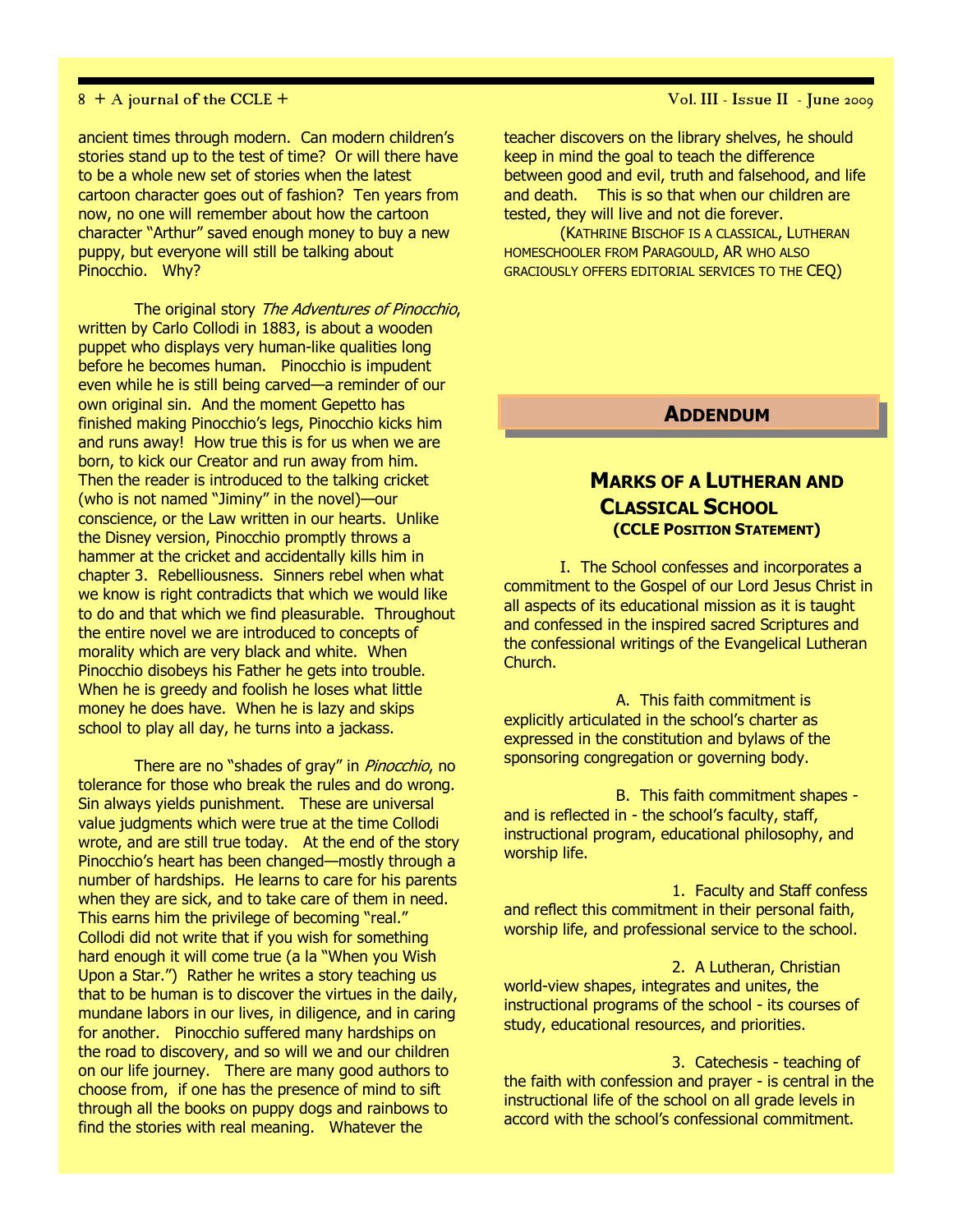ancient times through modern. Can modern children's stories stand up to the test of time? Or will there have to be a whole new set of stories when the latest cartoon character goes out of fashion? Ten years from now, no one will remember about how the cartoon character "Arthur" saved enough money to buy a new puppy, but everyone will still be talking about Pinocchio. Why?

The original story *The Adventures of Pinocchio*, written by Carlo Collodi in 1883, is about a wooden puppet who displays very human-like qualities long before he becomes human. Pinocchio is impudent even while he is still being carved—a reminder of our own original sin. And the moment Gepetto has finished making Pinocchio's legs, Pinocchio kicks him and runs away! How true this is for us when we are born, to kick our Creator and run away from him. Then the reader is introduced to the talking cricket (who is not named "Jiminy" in the novel)—our conscience, or the Law written in our hearts. Unlike the Disney version, Pinocchio promptly throws a hammer at the cricket and accidentally kills him in chapter 3. Rebelliousness. Sinners rebel when what we know is right contradicts that which we would like to do and that which we find pleasurable. Throughout the entire novel we are introduced to concepts of morality which are very black and white. When Pinocchio disobeys his Father he gets into trouble. When he is greedy and foolish he loses what little money he does have. When he is lazy and skips school to play all day, he turns into a jackass.

There are no "shades of gray" in *Pinocchio*, no tolerance for those who break the rules and do wrong. Sin always yields punishment. These are universal value judgments which were true at the time Collodi wrote, and are still true today. At the end of the story Pinocchio's heart has been changed—mostly through a number of hardships. He learns to care for his parents when they are sick, and to take care of them in need. This earns him the privilege of becoming "real." Collodi did not write that if you wish for something hard enough it will come true (a la "When you Wish Upon a Star.") Rather he writes a story teaching us that to be human is to discover the virtues in the daily, mundane labors in our lives, in diligence, and in caring for another. Pinocchio suffered many hardships on the road to discovery, and so will we and our children on our life journey. There are many good authors to choose from, if one has the presence of mind to sift through all the books on puppy dogs and rainbows to find the stories with real meaning. Whatever the teacher discovers on the library shelves, he should keep in mind the goal to teach the difference between good and evil, truth and falsehood, and life and death. This is so that when our children are tested, they will live and not die forever.

(Kathrine Bischof is a classical, Lutheran homeschooler from Paragould, AR who also graciously offers editorial services to the CEQ)

## Addendum

### Marks of a Lutheran and Classical School
**(CCLE Position Statement)**

I. The School confesses and incorporates a commitment to the Gospel of our Lord Jesus Christ in all aspects of its educational mission as it is taught and confessed in the inspired sacred Scriptures and the confessional writings of the Evangelical Lutheran Church.

A. This faith commitment is explicitly articulated in the school's charter as expressed in the constitution and bylaws of the sponsoring congregation or governing body.

B. This faith commitment shapes - and is reflected in - the school's faculty, staff, instructional program, educational philosophy, and worship life.

1. Faculty and Staff confess and reflect this commitment in their personal faith, worship life, and professional service to the school.

2. A Lutheran, Christian world-view shapes, integrates and unites, the instructional programs of the school - its courses of study, educational resources, and priorities.

3. Catechesis - teaching of the faith with confession and prayer - is central in the instructional life of the school on all grade levels in accord with the school's confessional commitment.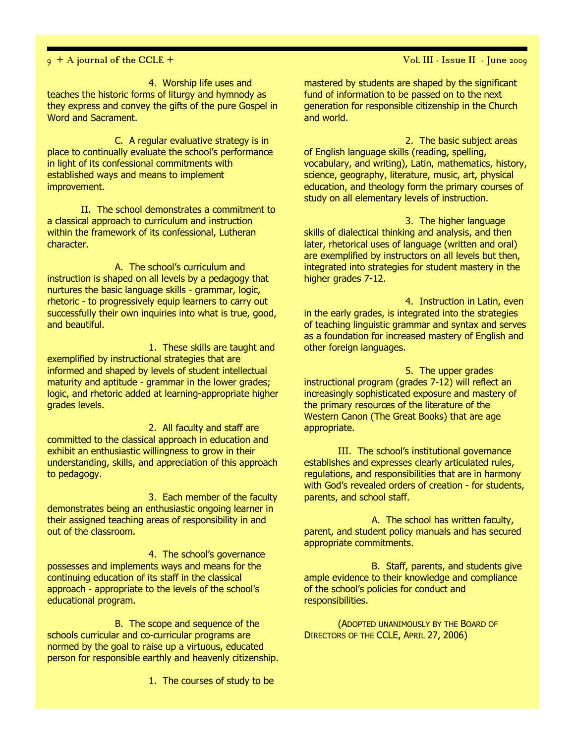4. Worship life uses and teaches the historic forms of liturgy and hymnody as they express and convey the gifts of the pure Gospel in Word and Sacrament.

C. A regular evaluative strategy is in place to continually evaluate the school's performance in light of its confessional commitments with established ways and means to implement improvement.

II. The school demonstrates a commitment to a classical approach to curriculum and instruction within the framework of its confessional, Lutheran character.

A. The school's curriculum and instruction is shaped on all levels by a pedagogy that nurtures the basic language skills - grammar, logic, rhetoric - to progressively equip learners to carry out successfully their own inquiries into what is true, good, and beautiful.

1. These skills are taught and exemplified by instructional strategies that are informed and shaped by levels of student intellectual maturity and aptitude - grammar in the lower grades; logic, and rhetoric added at learning-appropriate higher grades levels.

2. All faculty and staff are committed to the classical approach in education and exhibit an enthusiastic willingness to grow in their understanding, skills, and appreciation of this approach to pedagogy.

3. Each member of the faculty demonstrates being an enthusiastic ongoing learner in their assigned teaching areas of responsibility in and out of the classroom.

4. The school's governance possesses and implements ways and means for the continuing education of its staff in the classical approach - appropriate to the levels of the school's educational program.

B. The scope and sequence of the schools curricular and co-curricular programs are normed by the goal to raise up a virtuous, educated person for responsible earthly and heavenly citizenship.

1. The courses of study to be mastered by students are shaped by the significant fund of information to be passed on to the next generation for responsible citizenship in the Church and world.

2. The basic subject areas of English language skills (reading, spelling, vocabulary, and writing), Latin, mathematics, history, science, geography, literature, music, art, physical education, and theology form the primary courses of study on all elementary levels of instruction.

3. The higher language skills of dialectical thinking and analysis, and then later, rhetorical uses of language (written and oral) are exemplified by instructors on all levels but then, integrated into strategies for student mastery in the higher grades 7-12.

4. Instruction in Latin, even in the early grades, is integrated into the strategies of teaching linguistic grammar and syntax and serves as a foundation for increased mastery of English and other foreign languages.

5. The upper grades instructional program (grades 7-12) will reflect an increasingly sophisticated exposure and mastery of the primary resources of the literature of the Western Canon (The Great Books) that are age appropriate.

III. The school's institutional governance establishes and expresses clearly articulated rules, regulations, and responsibilities that are in harmony with God's revealed orders of creation - for students, parents, and school staff.

A. The school has written faculty, parent, and student policy manuals and has secured appropriate commitments.

B. Staff, parents, and students give ample evidence to their knowledge and compliance of the school's policies for conduct and responsibilities.

(Adopted unanimously by the Board of Directors of the CCLE, April 27, 2006)